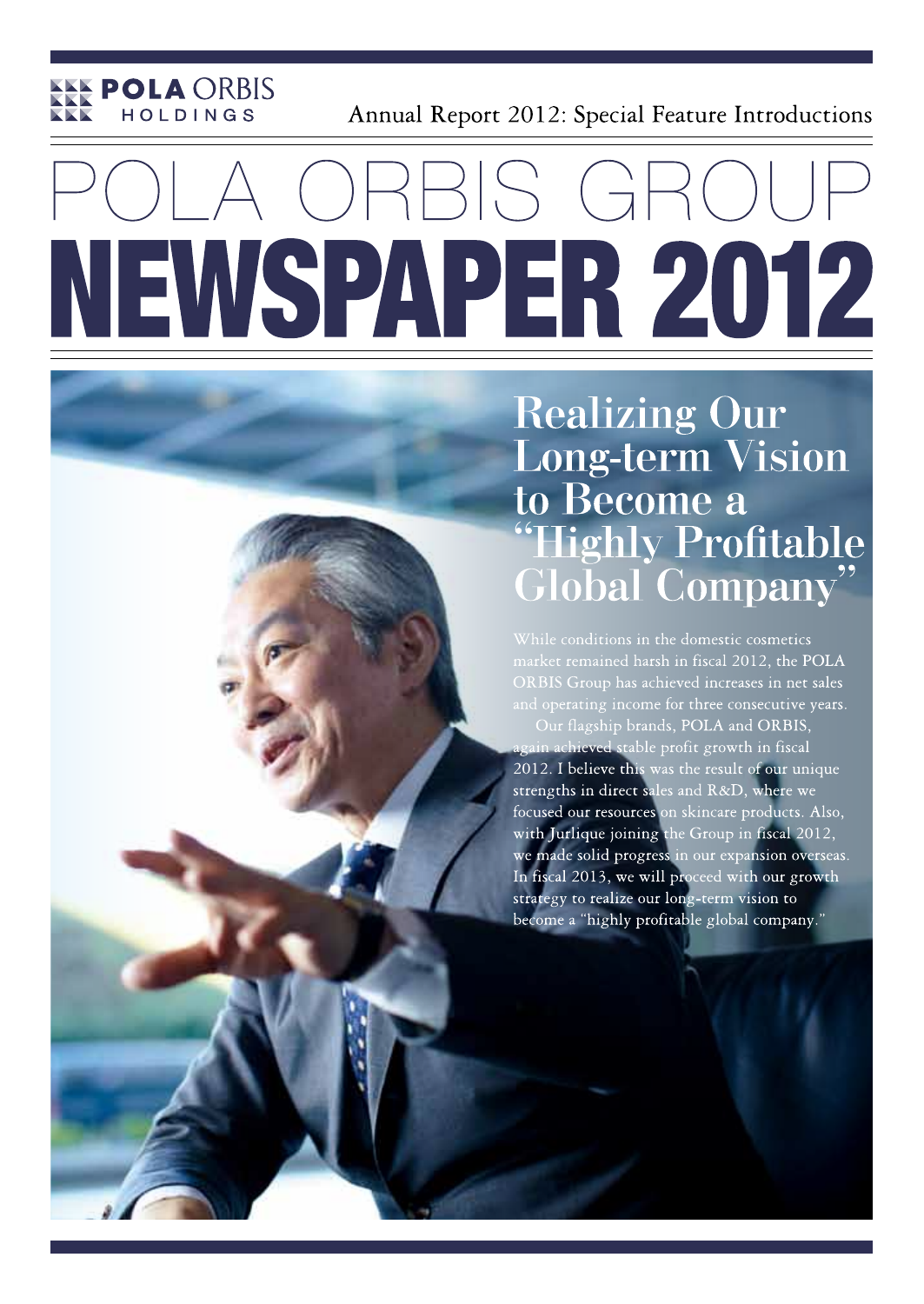POLA ORBIS HOLDINGS

Annual Report 2012: Special Feature Introductions

# POLA ORBIS GROUP NEWSPAPER 2012

## Realizing Our Long-term Vision to Become a "Highly Profitable Global Company"

While conditions in the domestic cosmetics market remained harsh in fiscal 2012, the POLA ORBIS Group has achieved increases in net sales and operating income for three consecutive years.

Our flagship brands, POLA and ORBIS, again achieved stable profit growth in fiscal 2012. I believe this was the result of our unique strengths in direct sales and R&D, where we focused our resources on skincare products. Also, with Jurlique joining the Group in fiscal 2012, we made solid progress in our expansion overseas. In fiscal 2013, we will proceed with our growth strategy to realize our long-term vision to become a "highly profitable global company."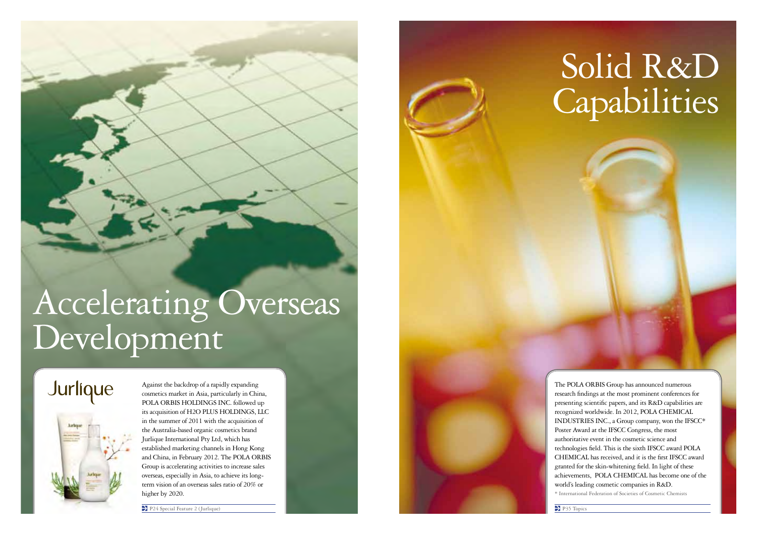# Accelerating Overseas Development

Jurlique

Against the backdrop of a rapidly expanding cosmetics market in Asia, particularly in China, POLA ORBIS HOLDINGS INC. followed up its acquisition of H2O PLUS HOLDINGS, LLC in the summer of 2011 with the acquisition of the Australia-based organic cosmetics brand Jurlique International Pty Ltd, which has established marketing channels in Hong Kong and China, in February 2012. The POLA ORBIS Group is accelerating activities to increase sales overseas, especially in Asia, to achieve its long-term vision of an overseas sales ratio of 20% or higher by 2020.

P24 Special Feature 2 (Jurlique)

# Solid R&D Capabilities

The POLA ORBIS Group has announced numerous research findings at the most prominent conferences for presenting scientific papers, and its R&D capabilities are recognized worldwide. In 2012, POLA CHEMICAL INDUSTRIES INC., a Group company, won the IFSCC* Poster Award at the IFSCC Congress, the most authoritative event in the cosmetic science and technologies field. This is the sixth IFSCC award POLA CHEMICAL has received, and it is the first IFSCC award granted for the skin-whitening field. In light of these achievements, POLA CHEMICAL has become one of the world's leading cosmetic companies in R&D.

\* International Federation of Societies of Cosmetic Chemists

P35 Topics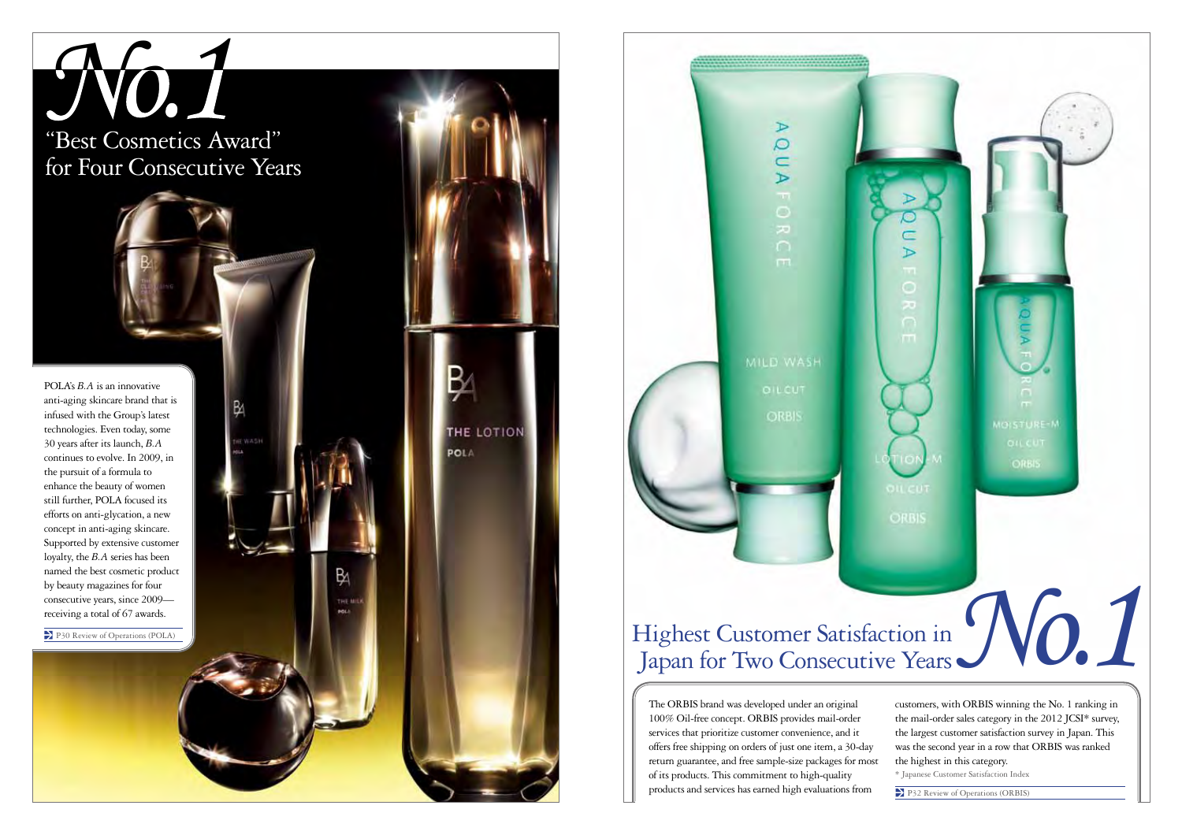# No.1

## "Best Cosmetics Award" for Four Consecutive Years

POLA's *B.A* is an innovative anti-aging skincare brand that is infused with the Group's latest technologies. Even today, some 30 years after its launch, *B.A* continues to evolve. In 2009, in the pursuit of a formula to enhance the beauty of women still further, POLA focused its efforts on anti-glycation, a new concept in anti-aging skincare. Supported by extensive customer loyalty, the *B.A* series has been named the best cosmetic product by beauty magazines for four consecutive years, since 2009—receiving a total of 67 awards.

P30 Review of Operations (POLA)

## Highest Customer Satisfaction in Japan for Two Consecutive Years No.1

The ORBIS brand was developed under an original 100% Oil-free concept. ORBIS provides mail-order services that prioritize customer convenience, and it offers free shipping on orders of just one item, a 30-day return guarantee, and free sample-size packages for most of its products. This commitment to high-quality products and services has earned high evaluations from customers, with ORBIS winning the No. 1 ranking in the mail-order sales category in the 2012 JCSI* survey, the largest customer satisfaction survey in Japan. This was the second year in a row that ORBIS was ranked the highest in this category.

\* Japanese Customer Satisfaction Index

P32 Review of Operations (ORBIS)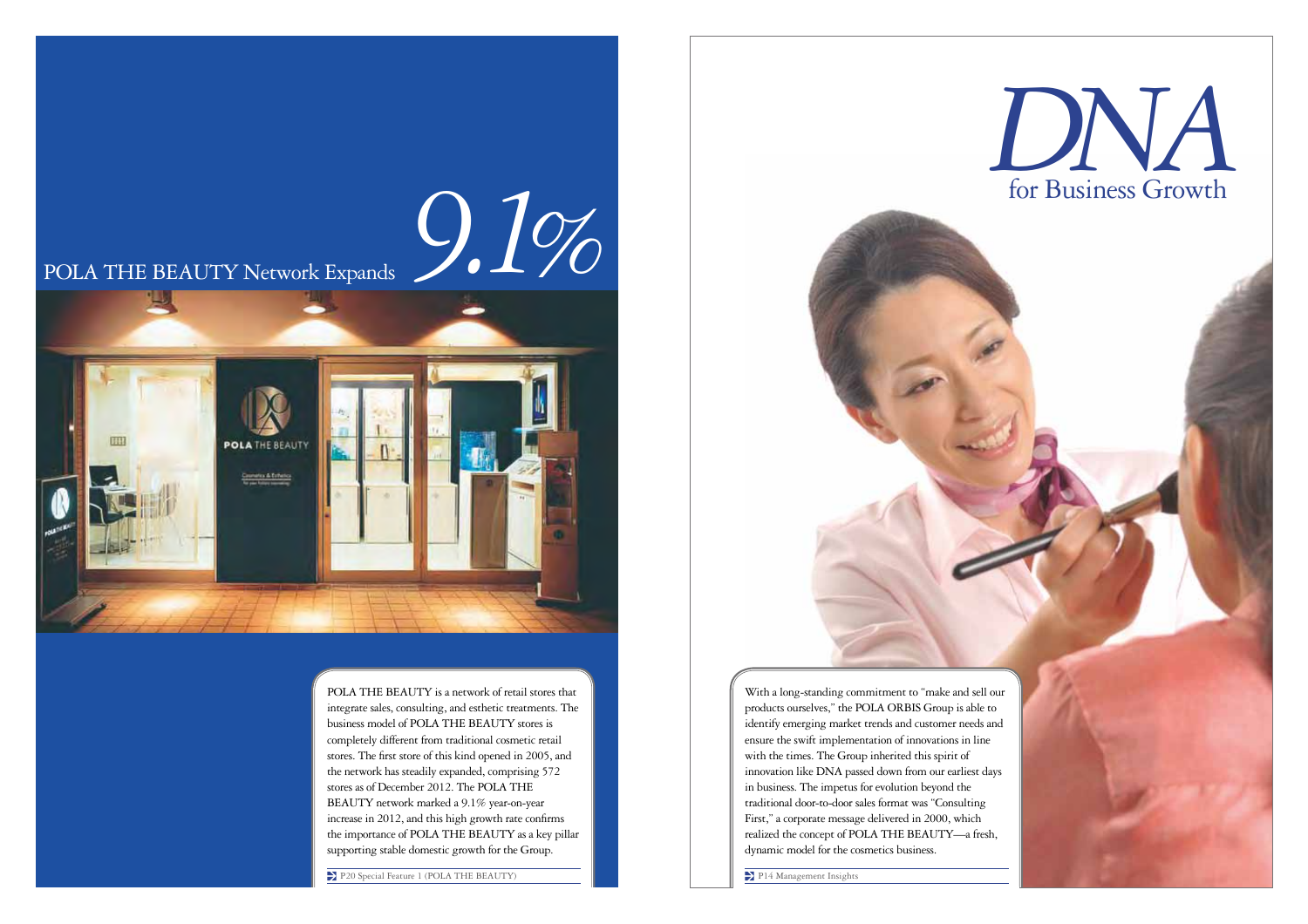## POLA THE BEAUTY Network Expands *9.1%*

POLA THE BEAUTY is a network of retail stores that integrate sales, consulting, and esthetic treatments. The business model of POLA THE BEAUTY stores is completely different from traditional cosmetic retail stores. The first store of this kind opened in 2005, and the network has steadily expanded, comprising 572 stores as of December 2012. The POLA THE BEAUTY network marked a 9.1% year-on-year increase in 2012, and this high growth rate confirms the importance of POLA THE BEAUTY as a key pillar supporting stable domestic growth for the Group.

P20 Special Feature 1 (POLA THE BEAUTY)

## *DNA* for Business Growth

With a long-standing commitment to "make and sell our products ourselves," the POLA ORBIS Group is able to identify emerging market trends and customer needs and ensure the swift implementation of innovations in line with the times. The Group inherited this spirit of innovation like DNA passed down from our earliest days in business. The impetus for evolution beyond the traditional door-to-door sales format was "Consulting First," a corporate message delivered in 2000, which realized the concept of POLA THE BEAUTY—a fresh, dynamic model for the cosmetics business.

P14 Management Insights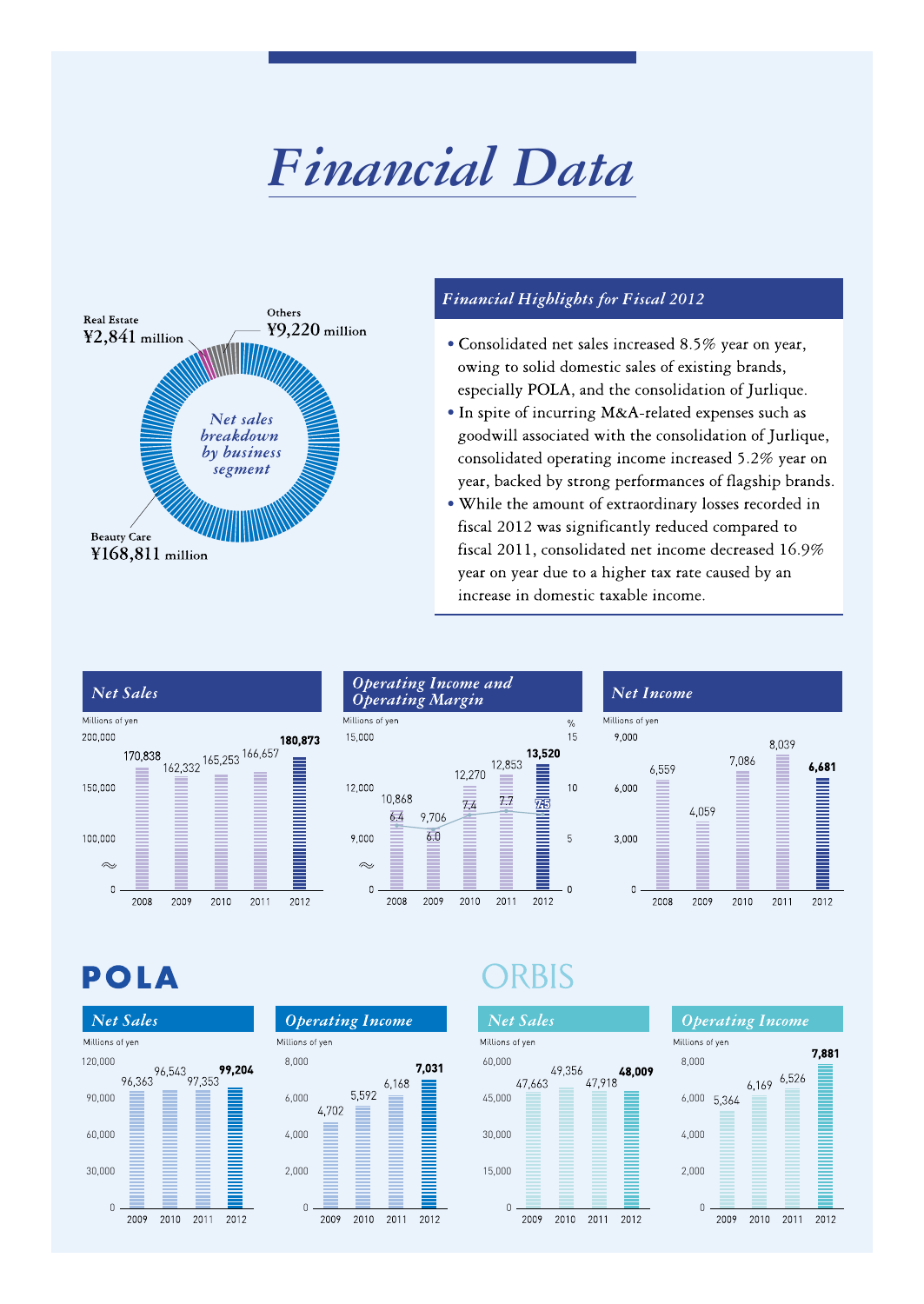# Financial Data

Real Estate
¥2,841 million

Others
¥9,220 million

Net sales breakdown by business segment

Beauty Care
¥168,811 million

## Financial Highlights for Fiscal 2012

- Consolidated net sales increased 8.5% year on year, owing to solid domestic sales of existing brands, especially POLA, and the consolidation of Jurlique.
- In spite of incurring M&A-related expenses such as goodwill associated with the consolidation of Jurlique, consolidated operating income increased 5.2% year on year, backed by strong performances of flagship brands.
- While the amount of extraordinary losses recorded in fiscal 2012 was significantly reduced compared to fiscal 2011, consolidated net income decreased 16.9% year on year due to a higher tax rate caused by an increase in domestic taxable income.

### Net Sales

Millions of yen

200,000
150,000
100,000
0

170,838
162,332
165,253
166,657
**180,873**

2008 2009 2010 2011 2012

### Operating Income and Operating Margin

Millions of yen
%

15,000
12,000
9,000
0

15
10
5
0

10,868
9,706
12,270
12,853
**13,520**

6.4
6.0
7.4
7.7
7.5

2008 2009 2010 2011 2012

### Net Income

Millions of yen

9,000
6,000
3,000
0

6,559
4,059
7,086
8,039
**6,681**

2008 2009 2010 2011 2012

## POLA

### Net Sales

Millions of yen

120,000
90,000
60,000
30,000
0

96,363
96,543
97,353
**99,204**

2009 2010 2011 2012

### Operating Income

Millions of yen

8,000
6,000
4,000
2,000
0

4,702
5,592
6,168
**7,031**

2009 2010 2011 2012

## ORBIS

### Net Sales

Millions of yen

60,000
45,000
30,000
15,000
0

47,663
49,356
47,918
**48,009**

2009 2010 2011 2012

### Operating Income

Millions of yen

8,000
6,000
4,000
2,000
0

5,364
6,169
6,526
**7,881**

2009 2010 2011 2012